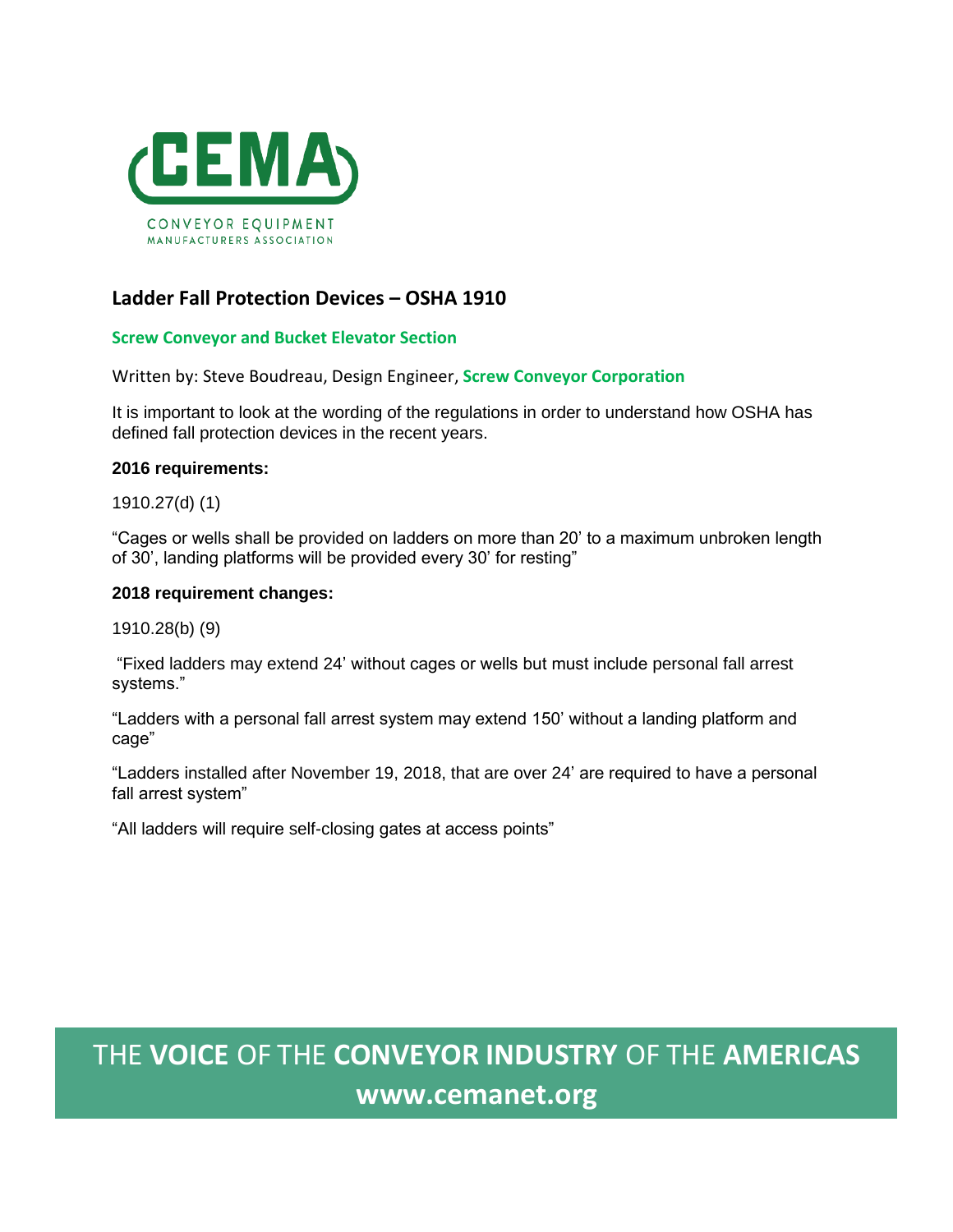CEMA

CONVEYOR EQUIPMENT
MANUFACTURERS ASSOCIATION

## Ladder Fall Protection Devices – OSHA 1910

### Screw Conveyor and Bucket Elevator Section

Written by: Steve Boudreau, Design Engineer, **Screw Conveyor Corporation**

It is important to look at the wording of the regulations in order to understand how OSHA has defined fall protection devices in the recent years.

**2016 requirements:**

1910.27(d) (1)

"Cages or wells shall be provided on ladders on more than 20' to a maximum unbroken length of 30', landing platforms will be provided every 30' for resting"

**2018 requirement changes:**

1910.28(b) (9)

"Fixed ladders may extend 24' without cages or wells but must include personal fall arrest systems."

"Ladders with a personal fall arrest system may extend 150' without a landing platform and cage"

"Ladders installed after November 19, 2018, that are over 24' are required to have a personal fall arrest system"

"All ladders will require self-closing gates at access points"

THE **VOICE** OF THE **CONVEYOR INDUSTRY** OF THE **AMERICAS**
**www.cemanet.org**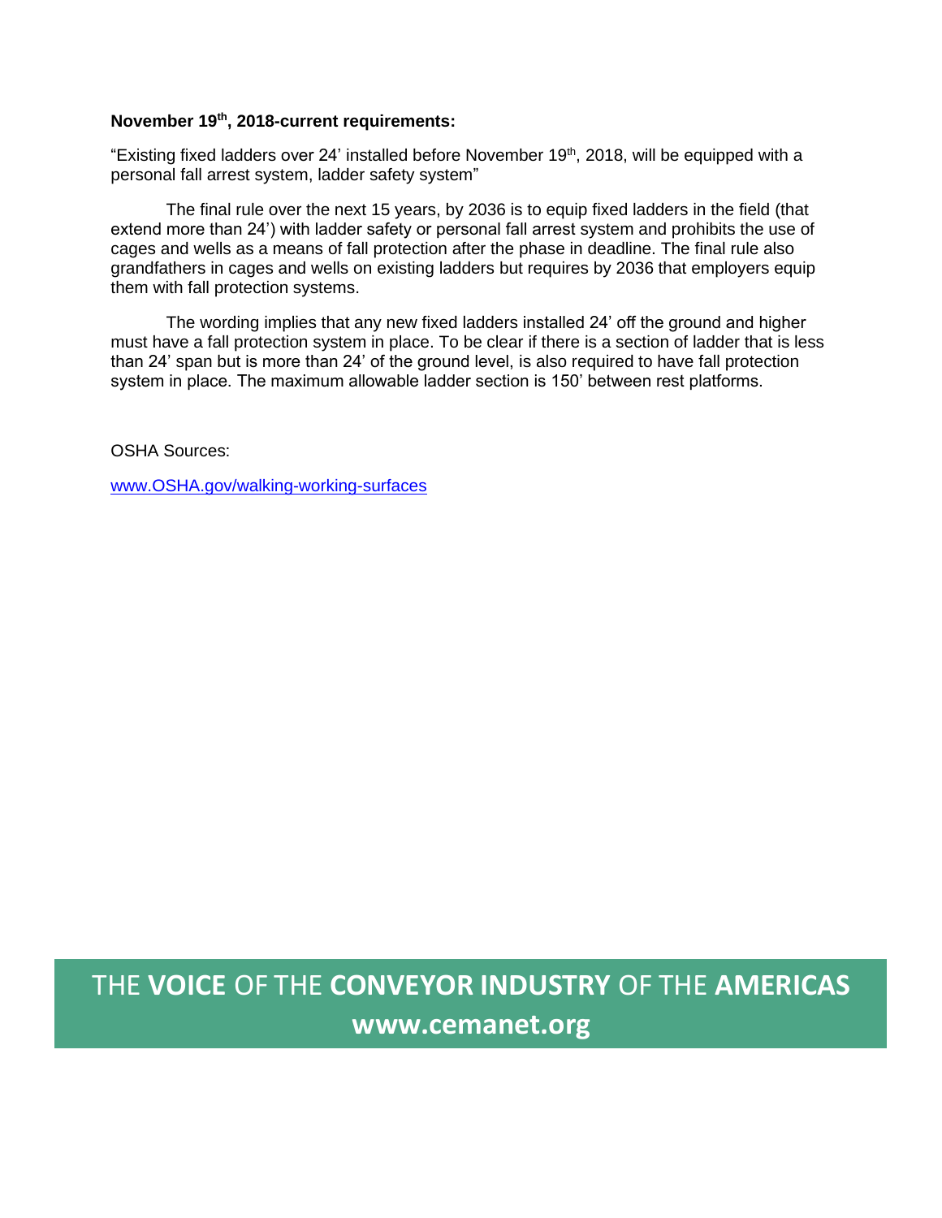**November 19th, 2018-current requirements:**

"Existing fixed ladders over 24' installed before November 19th, 2018, will be equipped with a personal fall arrest system, ladder safety system"

The final rule over the next 15 years, by 2036 is to equip fixed ladders in the field (that extend more than 24') with ladder safety or personal fall arrest system and prohibits the use of cages and wells as a means of fall protection after the phase in deadline. The final rule also grandfathers in cages and wells on existing ladders but requires by 2036 that employers equip them with fall protection systems.

The wording implies that any new fixed ladders installed 24' off the ground and higher must have a fall protection system in place. To be clear if there is a section of ladder that is less than 24' span but is more than 24' of the ground level, is also required to have fall protection system in place. The maximum allowable ladder section is 150' between rest platforms.

OSHA Sources:

[www.OSHA.gov/walking-working-surfaces](http://www.OSHA.gov/walking-working-surfaces)

THE **VOICE** OF THE **CONVEYOR INDUSTRY** OF THE **AMERICAS**
**www.cemanet.org**